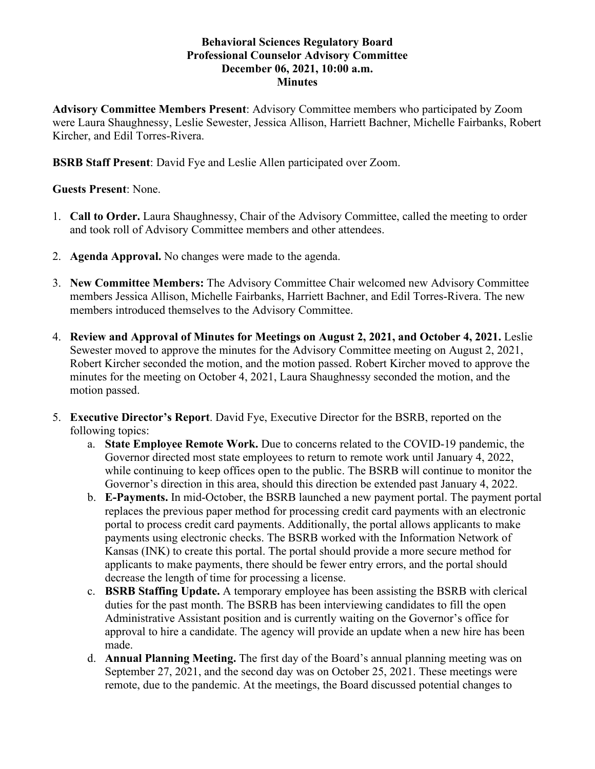**Behavioral Sciences Regulatory Board**
**Professional Counselor Advisory Committee**
**December 06, 2021, 10:00 a.m.**
**Minutes**

**Advisory Committee Members Present**: Advisory Committee members who participated by Zoom were Laura Shaughnessy, Leslie Sewester, Jessica Allison, Harriett Bachner, Michelle Fairbanks, Robert Kircher, and Edil Torres-Rivera.

**BSRB Staff Present**: David Fye and Leslie Allen participated over Zoom.

**Guests Present**: None.

1. **Call to Order.** Laura Shaughnessy, Chair of the Advisory Committee, called the meeting to order and took roll of Advisory Committee members and other attendees.

2. **Agenda Approval.** No changes were made to the agenda.

3. **New Committee Members:** The Advisory Committee Chair welcomed new Advisory Committee members Jessica Allison, Michelle Fairbanks, Harriett Bachner, and Edil Torres-Rivera. The new members introduced themselves to the Advisory Committee.

4. **Review and Approval of Minutes for Meetings on August 2, 2021, and October 4, 2021.** Leslie Sewester moved to approve the minutes for the Advisory Committee meeting on August 2, 2021, Robert Kircher seconded the motion, and the motion passed. Robert Kircher moved to approve the minutes for the meeting on October 4, 2021, Laura Shaughnessy seconded the motion, and the motion passed.

5. **Executive Director's Report**. David Fye, Executive Director for the BSRB, reported on the following topics:
   a. **State Employee Remote Work.** Due to concerns related to the COVID-19 pandemic, the Governor directed most state employees to return to remote work until January 4, 2022, while continuing to keep offices open to the public. The BSRB will continue to monitor the Governor's direction in this area, should this direction be extended past January 4, 2022.
   b. **E-Payments.** In mid-October, the BSRB launched a new payment portal. The payment portal replaces the previous paper method for processing credit card payments with an electronic portal to process credit card payments. Additionally, the portal allows applicants to make payments using electronic checks. The BSRB worked with the Information Network of Kansas (INK) to create this portal. The portal should provide a more secure method for applicants to make payments, there should be fewer entry errors, and the portal should decrease the length of time for processing a license.
   c. **BSRB Staffing Update.** A temporary employee has been assisting the BSRB with clerical duties for the past month. The BSRB has been interviewing candidates to fill the open Administrative Assistant position and is currently waiting on the Governor's office for approval to hire a candidate. The agency will provide an update when a new hire has been made.
   d. **Annual Planning Meeting.** The first day of the Board's annual planning meeting was on September 27, 2021, and the second day was on October 25, 2021. These meetings were remote, due to the pandemic. At the meetings, the Board discussed potential changes to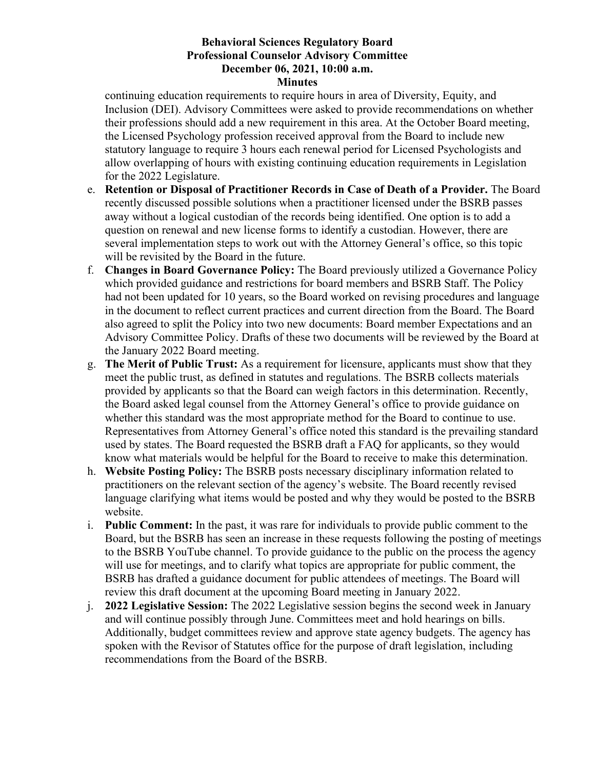continuing education requirements to require hours in area of Diversity, Equity, and Inclusion (DEI). Advisory Committees were asked to provide recommendations on whether their professions should add a new requirement in this area. At the October Board meeting, the Licensed Psychology profession received approval from the Board to include new statutory language to require 3 hours each renewal period for Licensed Psychologists and allow overlapping of hours with existing continuing education requirements in Legislation for the 2022 Legislature.

e. **Retention or Disposal of Practitioner Records in Case of Death of a Provider.** The Board recently discussed possible solutions when a practitioner licensed under the BSRB passes away without a logical custodian of the records being identified. One option is to add a question on renewal and new license forms to identify a custodian. However, there are several implementation steps to work out with the Attorney General's office, so this topic will be revisited by the Board in the future.

f. **Changes in Board Governance Policy:** The Board previously utilized a Governance Policy which provided guidance and restrictions for board members and BSRB Staff. The Policy had not been updated for 10 years, so the Board worked on revising procedures and language in the document to reflect current practices and current direction from the Board. The Board also agreed to split the Policy into two new documents: Board member Expectations and an Advisory Committee Policy. Drafts of these two documents will be reviewed by the Board at the January 2022 Board meeting.

g. **The Merit of Public Trust:** As a requirement for licensure, applicants must show that they meet the public trust, as defined in statutes and regulations. The BSRB collects materials provided by applicants so that the Board can weigh factors in this determination. Recently, the Board asked legal counsel from the Attorney General's office to provide guidance on whether this standard was the most appropriate method for the Board to continue to use. Representatives from Attorney General's office noted this standard is the prevailing standard used by states. The Board requested the BSRB draft a FAQ for applicants, so they would know what materials would be helpful for the Board to receive to make this determination.

h. **Website Posting Policy:** The BSRB posts necessary disciplinary information related to practitioners on the relevant section of the agency's website. The Board recently revised language clarifying what items would be posted and why they would be posted to the BSRB website.

i. **Public Comment:** In the past, it was rare for individuals to provide public comment to the Board, but the BSRB has seen an increase in these requests following the posting of meetings to the BSRB YouTube channel. To provide guidance to the public on the process the agency will use for meetings, and to clarify what topics are appropriate for public comment, the BSRB has drafted a guidance document for public attendees of meetings. The Board will review this draft document at the upcoming Board meeting in January 2022.

j. **2022 Legislative Session:** The 2022 Legislative session begins the second week in January and will continue possibly through June. Committees meet and hold hearings on bills. Additionally, budget committees review and approve state agency budgets. The agency has spoken with the Revisor of Statutes office for the purpose of draft legislation, including recommendations from the Board of the BSRB.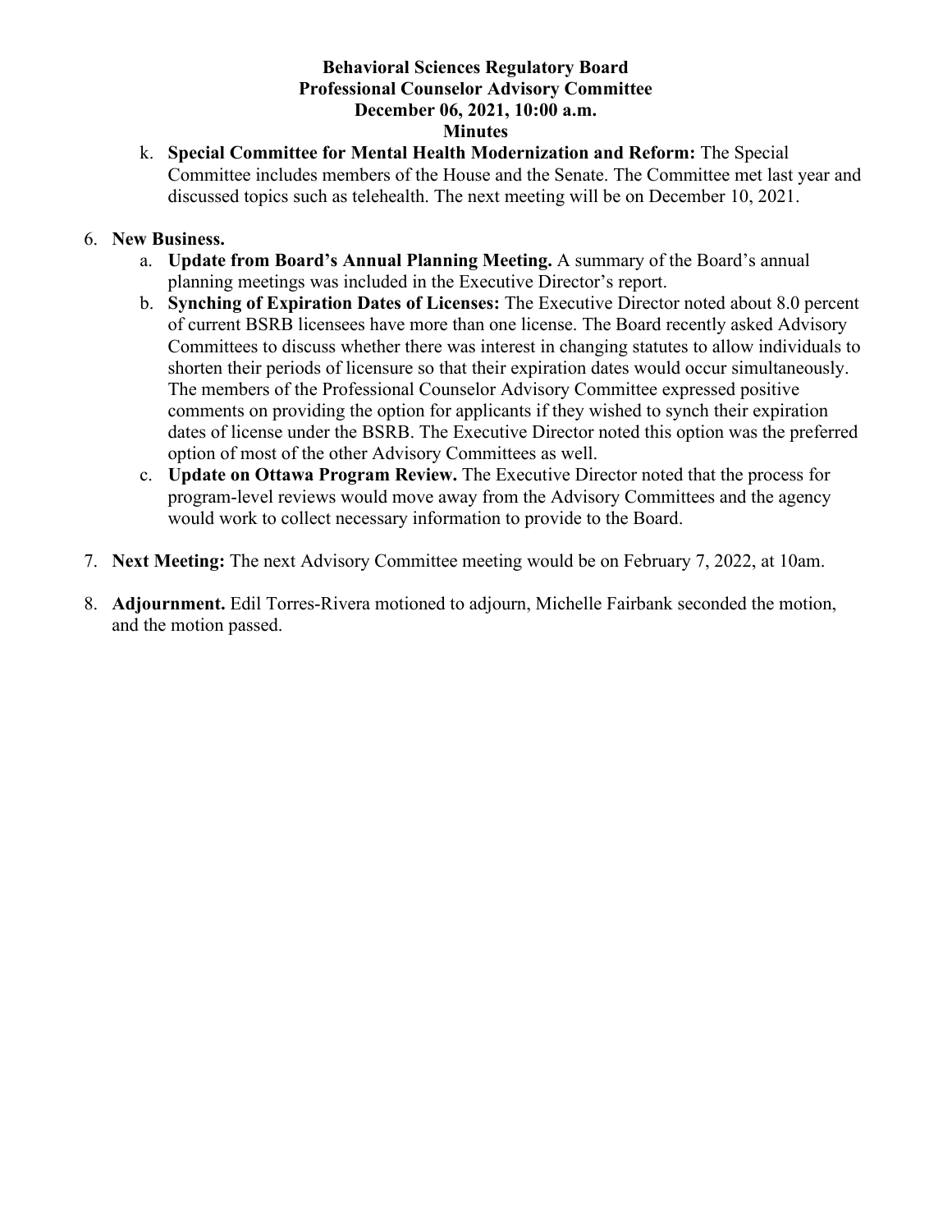**Behavioral Sciences Regulatory Board**
**Professional Counselor Advisory Committee**
**December 06, 2021, 10:00 a.m.**
**Minutes**

k. **Special Committee for Mental Health Modernization and Reform:** The Special Committee includes members of the House and the Senate. The Committee met last year and discussed topics such as telehealth. The next meeting will be on December 10, 2021.

6. **New Business.**
   a. **Update from Board's Annual Planning Meeting.** A summary of the Board's annual planning meetings was included in the Executive Director's report.
   b. **Synching of Expiration Dates of Licenses:** The Executive Director noted about 8.0 percent of current BSRB licensees have more than one license. The Board recently asked Advisory Committees to discuss whether there was interest in changing statutes to allow individuals to shorten their periods of licensure so that their expiration dates would occur simultaneously. The members of the Professional Counselor Advisory Committee expressed positive comments on providing the option for applicants if they wished to synch their expiration dates of license under the BSRB. The Executive Director noted this option was the preferred option of most of the other Advisory Committees as well.
   c. **Update on Ottawa Program Review.** The Executive Director noted that the process for program-level reviews would move away from the Advisory Committees and the agency would work to collect necessary information to provide to the Board.

7. **Next Meeting:** The next Advisory Committee meeting would be on February 7, 2022, at 10am.

8. **Adjournment.** Edil Torres-Rivera motioned to adjourn, Michelle Fairbank seconded the motion, and the motion passed.